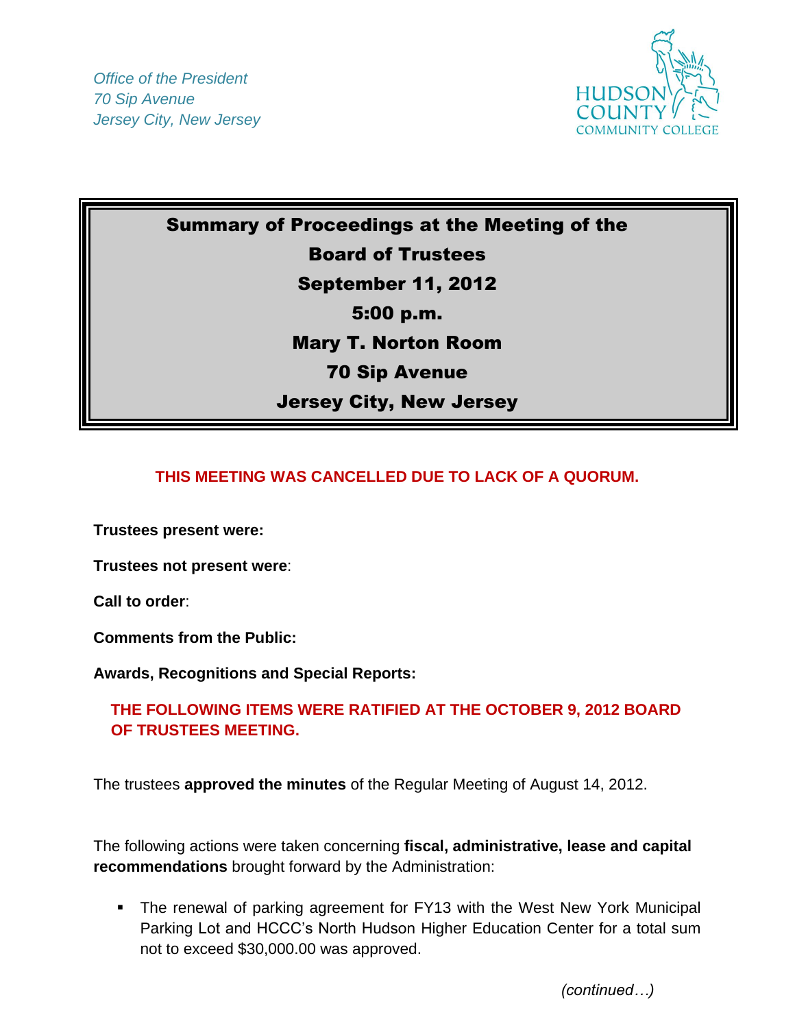*Office of the President*
*70 Sip Avenue*
*Jersey City, New Jersey*

HUDSON COUNTY COMMUNITY COLLEGE

# Summary of Proceedings at the Meeting of the Board of Trustees
## September 11, 2012
## 5:00 p.m.
## Mary T. Norton Room
## 70 Sip Avenue
## Jersey City, New Jersey

**THIS MEETING WAS CANCELLED DUE TO LACK OF A QUORUM.**

**Trustees present were:**

**Trustees not present were**:

**Call to order**:

**Comments from the Public:**

**Awards, Recognitions and Special Reports:**

**THE FOLLOWING ITEMS WERE RATIFIED AT THE OCTOBER 9, 2012 BOARD OF TRUSTEES MEETING.**

The trustees **approved the minutes** of the Regular Meeting of August 14, 2012.

The following actions were taken concerning **fiscal, administrative, lease and capital recommendations** brought forward by the Administration:

- The renewal of parking agreement for FY13 with the West New York Municipal Parking Lot and HCCC's North Hudson Higher Education Center for a total sum not to exceed $30,000.00 was approved.

*(continued…)*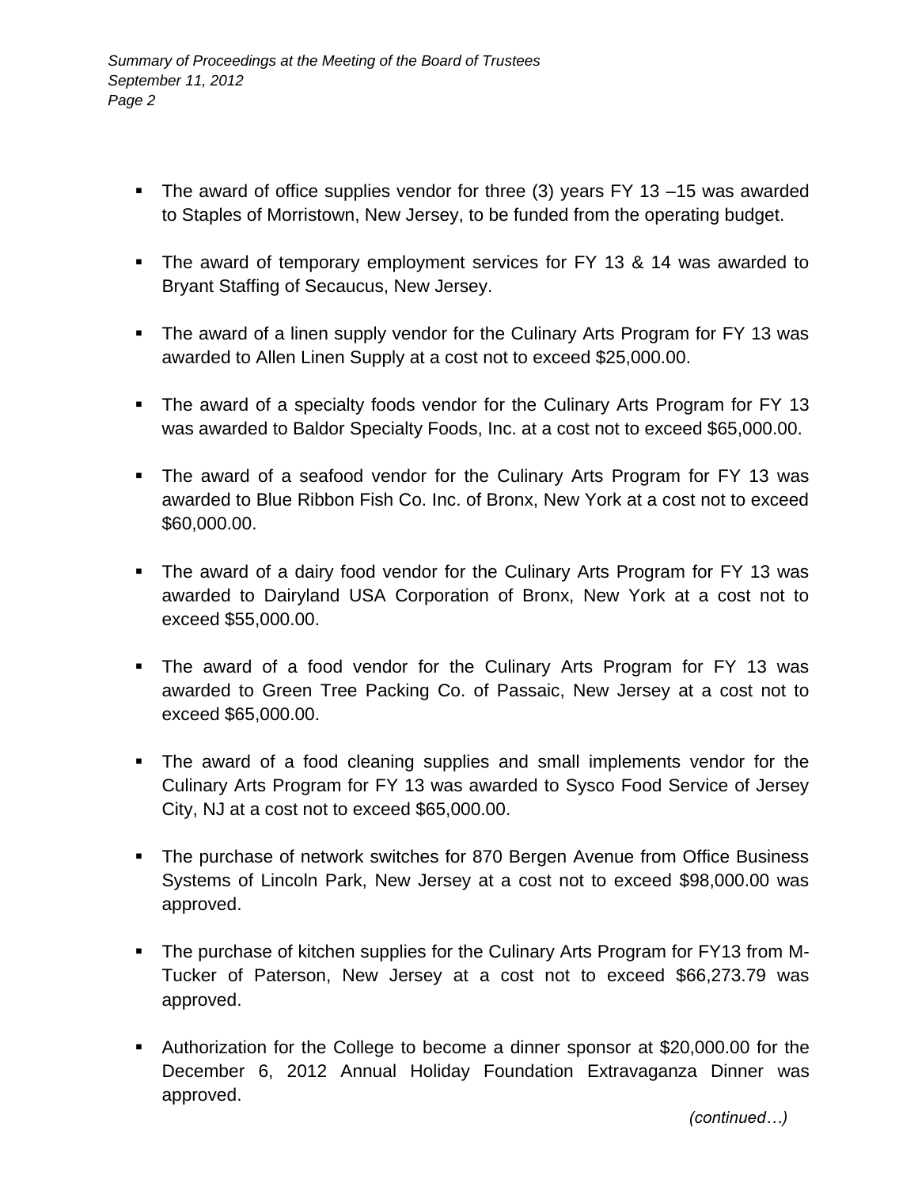- The award of office supplies vendor for three (3) years FY 13 –15 was awarded to Staples of Morristown, New Jersey, to be funded from the operating budget.

- The award of temporary employment services for FY 13 & 14 was awarded to Bryant Staffing of Secaucus, New Jersey.

- The award of a linen supply vendor for the Culinary Arts Program for FY 13 was awarded to Allen Linen Supply at a cost not to exceed $25,000.00.

- The award of a specialty foods vendor for the Culinary Arts Program for FY 13 was awarded to Baldor Specialty Foods, Inc. at a cost not to exceed $65,000.00.

- The award of a seafood vendor for the Culinary Arts Program for FY 13 was awarded to Blue Ribbon Fish Co. Inc. of Bronx, New York at a cost not to exceed $60,000.00.

- The award of a dairy food vendor for the Culinary Arts Program for FY 13 was awarded to Dairyland USA Corporation of Bronx, New York at a cost not to exceed $55,000.00.

- The award of a food vendor for the Culinary Arts Program for FY 13 was awarded to Green Tree Packing Co. of Passaic, New Jersey at a cost not to exceed $65,000.00.

- The award of a food cleaning supplies and small implements vendor for the Culinary Arts Program for FY 13 was awarded to Sysco Food Service of Jersey City, NJ at a cost not to exceed $65,000.00.

- The purchase of network switches for 870 Bergen Avenue from Office Business Systems of Lincoln Park, New Jersey at a cost not to exceed $98,000.00 was approved.

- The purchase of kitchen supplies for the Culinary Arts Program for FY13 from M-Tucker of Paterson, New Jersey at a cost not to exceed $66,273.79 was approved.

- Authorization for the College to become a dinner sponsor at $20,000.00 for the December 6, 2012 Annual Holiday Foundation Extravaganza Dinner was approved.

*(continued…)*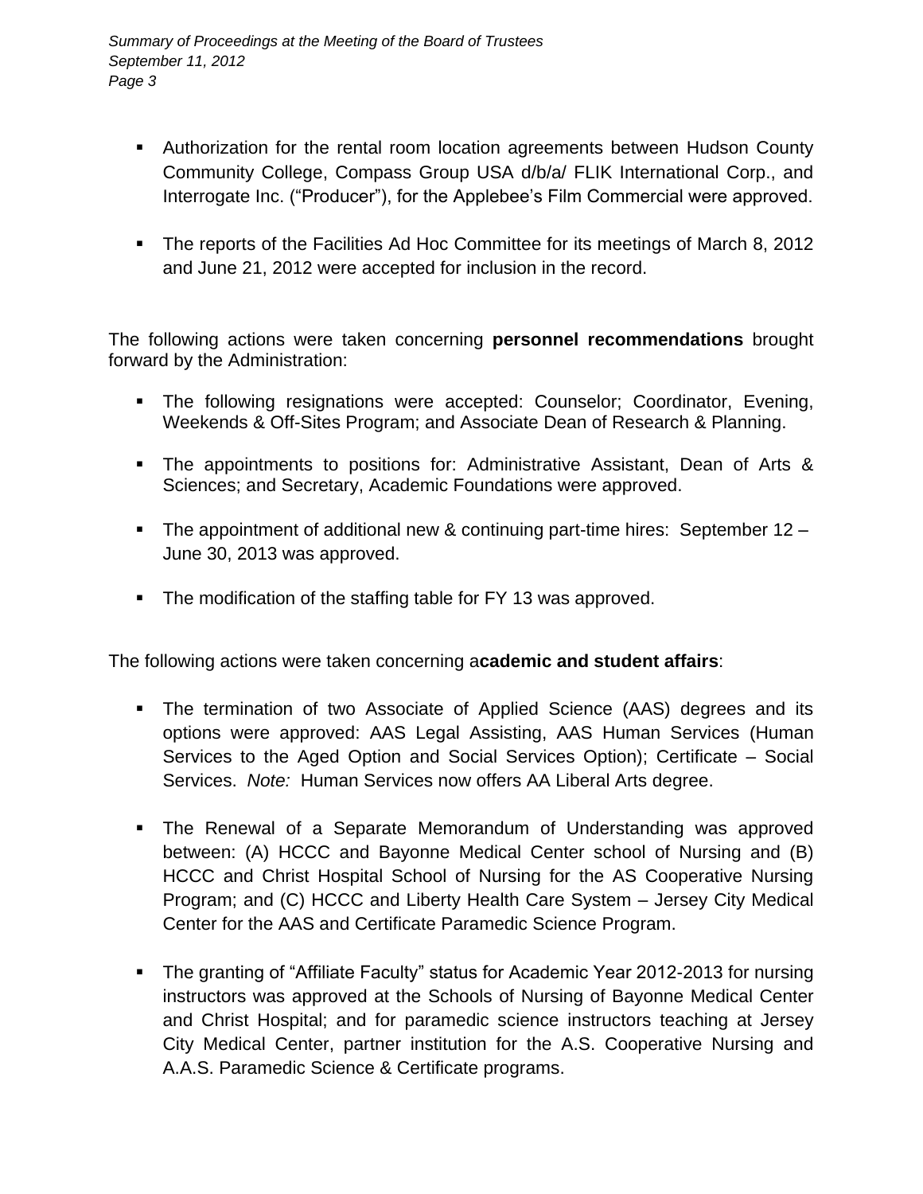- Authorization for the rental room location agreements between Hudson County Community College, Compass Group USA d/b/a/ FLIK International Corp., and Interrogate Inc. ("Producer"), for the Applebee's Film Commercial were approved.

- The reports of the Facilities Ad Hoc Committee for its meetings of March 8, 2012 and June 21, 2012 were accepted for inclusion in the record.

The following actions were taken concerning **personnel recommendations** brought forward by the Administration:

- The following resignations were accepted: Counselor; Coordinator, Evening, Weekends & Off-Sites Program; and Associate Dean of Research & Planning.

- The appointments to positions for: Administrative Assistant, Dean of Arts & Sciences; and Secretary, Academic Foundations were approved.

- The appointment of additional new & continuing part-time hires: September 12 – June 30, 2013 was approved.

- The modification of the staffing table for FY 13 was approved.

The following actions were taken concerning a**cademic and student affairs**:

- The termination of two Associate of Applied Science (AAS) degrees and its options were approved: AAS Legal Assisting, AAS Human Services (Human Services to the Aged Option and Social Services Option); Certificate – Social Services. *Note:* Human Services now offers AA Liberal Arts degree.

- The Renewal of a Separate Memorandum of Understanding was approved between: (A) HCCC and Bayonne Medical Center school of Nursing and (B) HCCC and Christ Hospital School of Nursing for the AS Cooperative Nursing Program; and (C) HCCC and Liberty Health Care System – Jersey City Medical Center for the AAS and Certificate Paramedic Science Program.

- The granting of "Affiliate Faculty" status for Academic Year 2012-2013 for nursing instructors was approved at the Schools of Nursing of Bayonne Medical Center and Christ Hospital; and for paramedic science instructors teaching at Jersey City Medical Center, partner institution for the A.S. Cooperative Nursing and A.A.S. Paramedic Science & Certificate programs.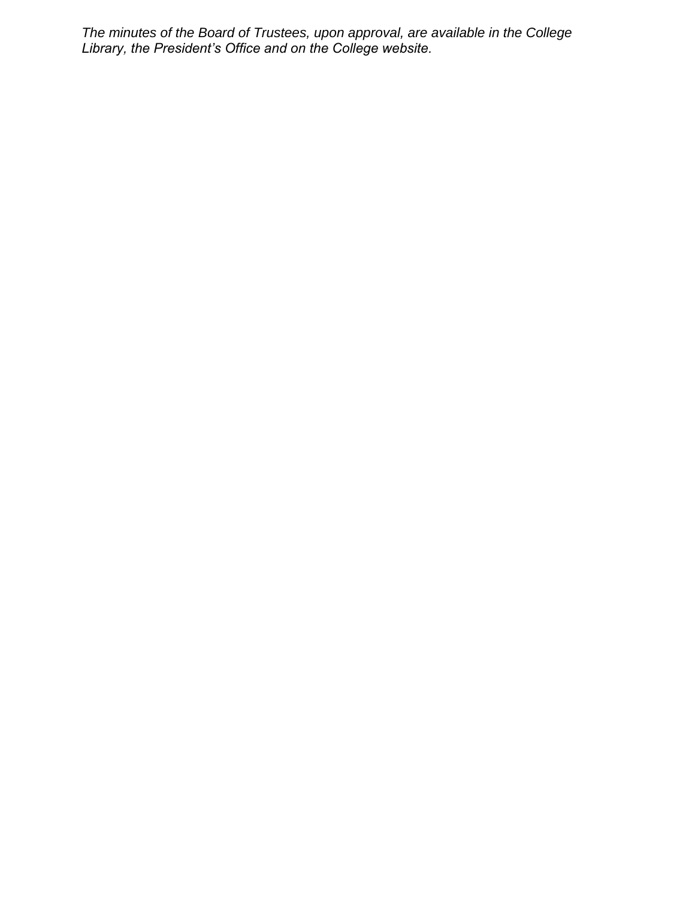*The minutes of the Board of Trustees, upon approval, are available in the College Library, the President's Office and on the College website.*